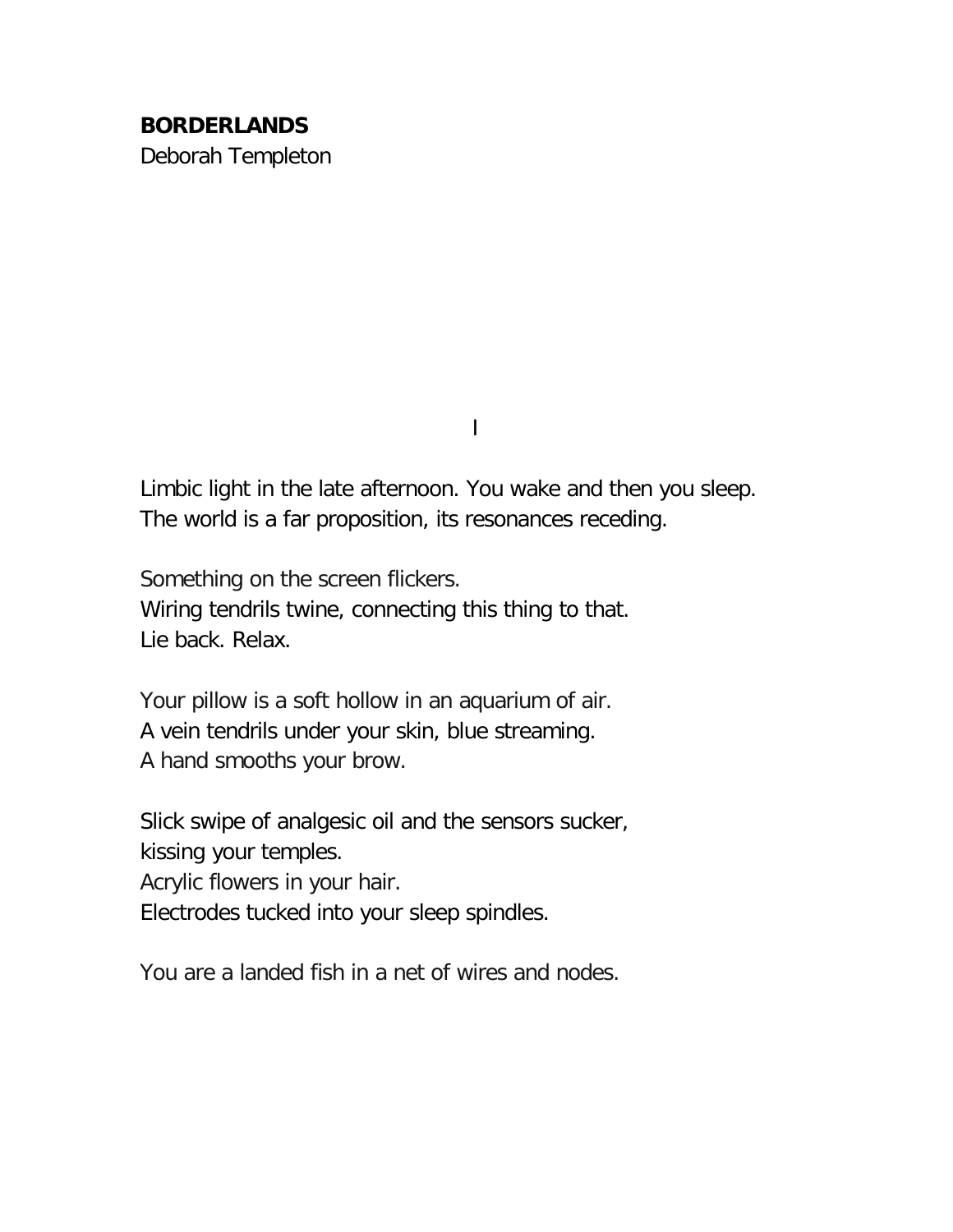# BORDERLANDS

Deborah Templeton

I

Limbic light in the late afternoon. You wake and then you sleep.
The world is a far proposition, its resonances receding.

Something on the screen flickers.
Wiring tendrils twine, connecting this thing to that.
Lie back. Relax.

Your pillow is a soft hollow in an aquarium of air.
A vein tendrils under your skin, blue streaming.
A hand smooths your brow.

Slick swipe of analgesic oil and the sensors sucker,
kissing your temples.
Acrylic flowers in your hair.
Electrodes tucked into your sleep spindles.

You are a landed fish in a net of wires and nodes.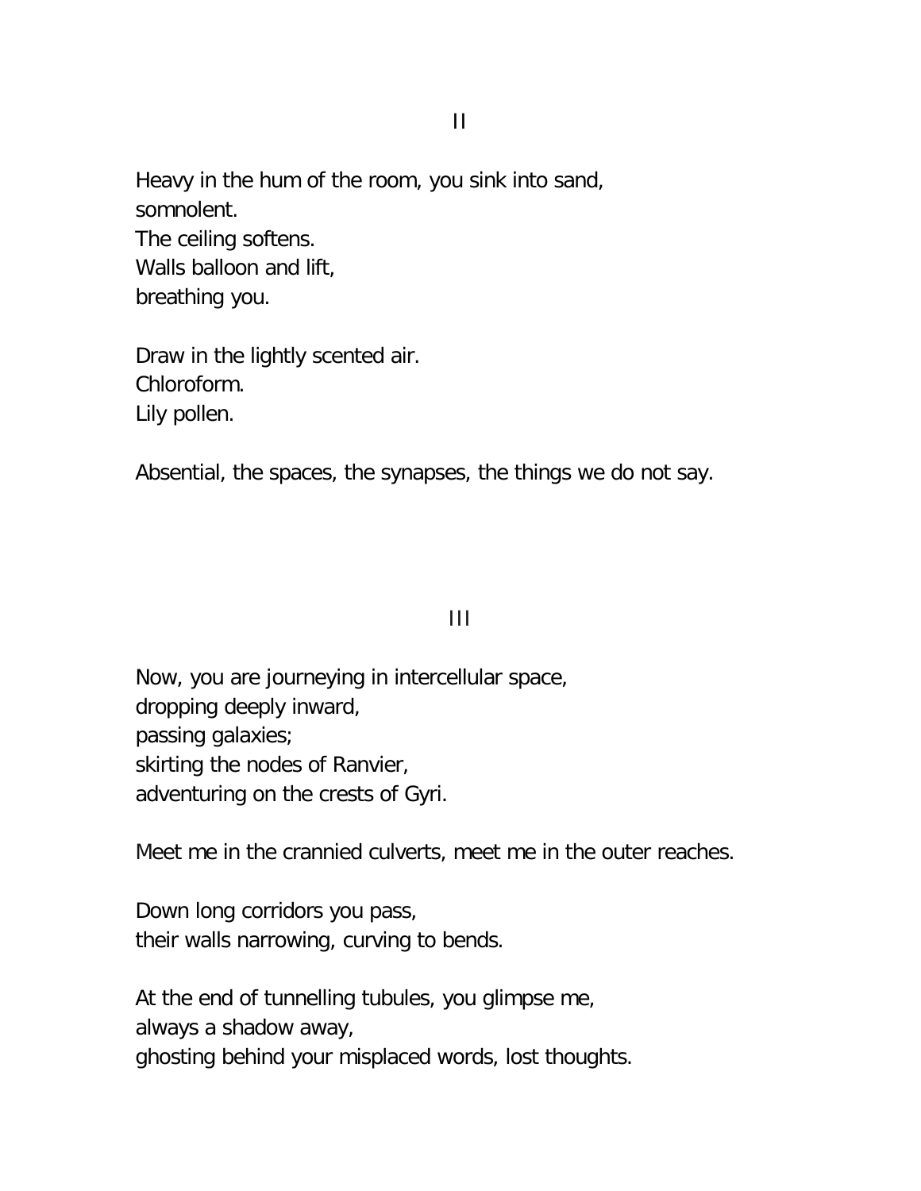## II

Heavy in the hum of the room, you sink into sand,  
somnolent.  
The ceiling softens.  
Walls balloon and lift,  
breathing you.

Draw in the lightly scented air.  
Chloroform.  
Lily pollen.

Absential, the spaces, the synapses, the things we do not say.

## III

Now, you are journeying in intercellular space,  
dropping deeply inward,  
passing galaxies;  
skirting the nodes of Ranvier,  
adventuring on the crests of Gyri.

Meet me in the crannied culverts, meet me in the outer reaches.

Down long corridors you pass,  
their walls narrowing, curving to bends.

At the end of tunnelling tubules, you glimpse me,  
always a shadow away,  
ghosting behind your misplaced words, lost thoughts.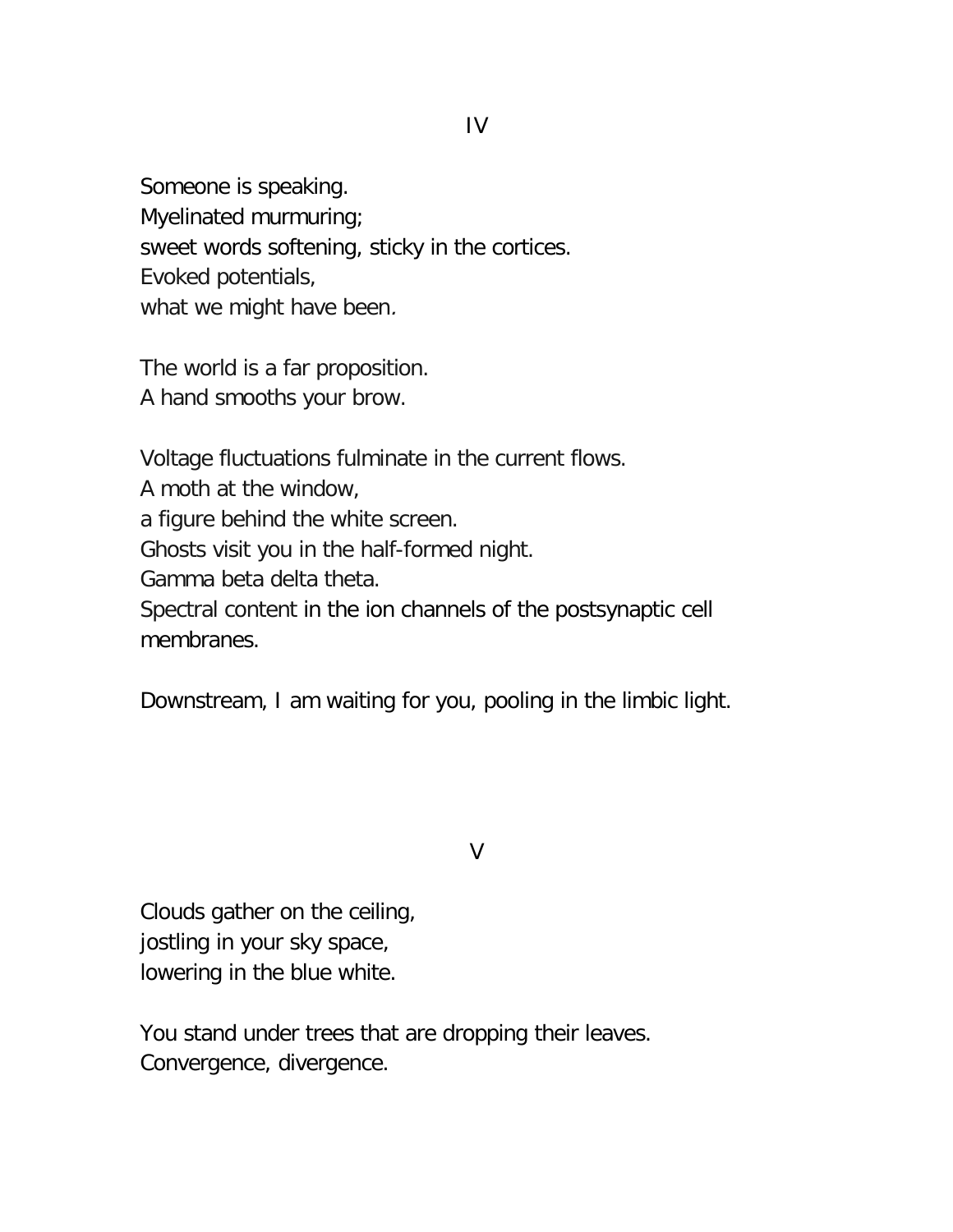## IV

Someone is speaking.  
Myelinated murmuring;  
sweet words softening, sticky in the cortices.  
Evoked potentials,  
what we might have been*.*

The world is a far proposition.  
A hand smooths your brow.

Voltage fluctuations fulminate in the current flows.  
A moth at the window,  
a figure behind the white screen.  
Ghosts visit you in the half-formed night.  
Gamma beta delta theta.  
Spectral content in the ion channels of the postsynaptic cell membranes.

Downstream, I am waiting for you, pooling in the limbic light.

## V

Clouds gather on the ceiling,  
jostling in your sky space,  
lowering in the blue white.

You stand under trees that are dropping their leaves.  
Convergence, divergence.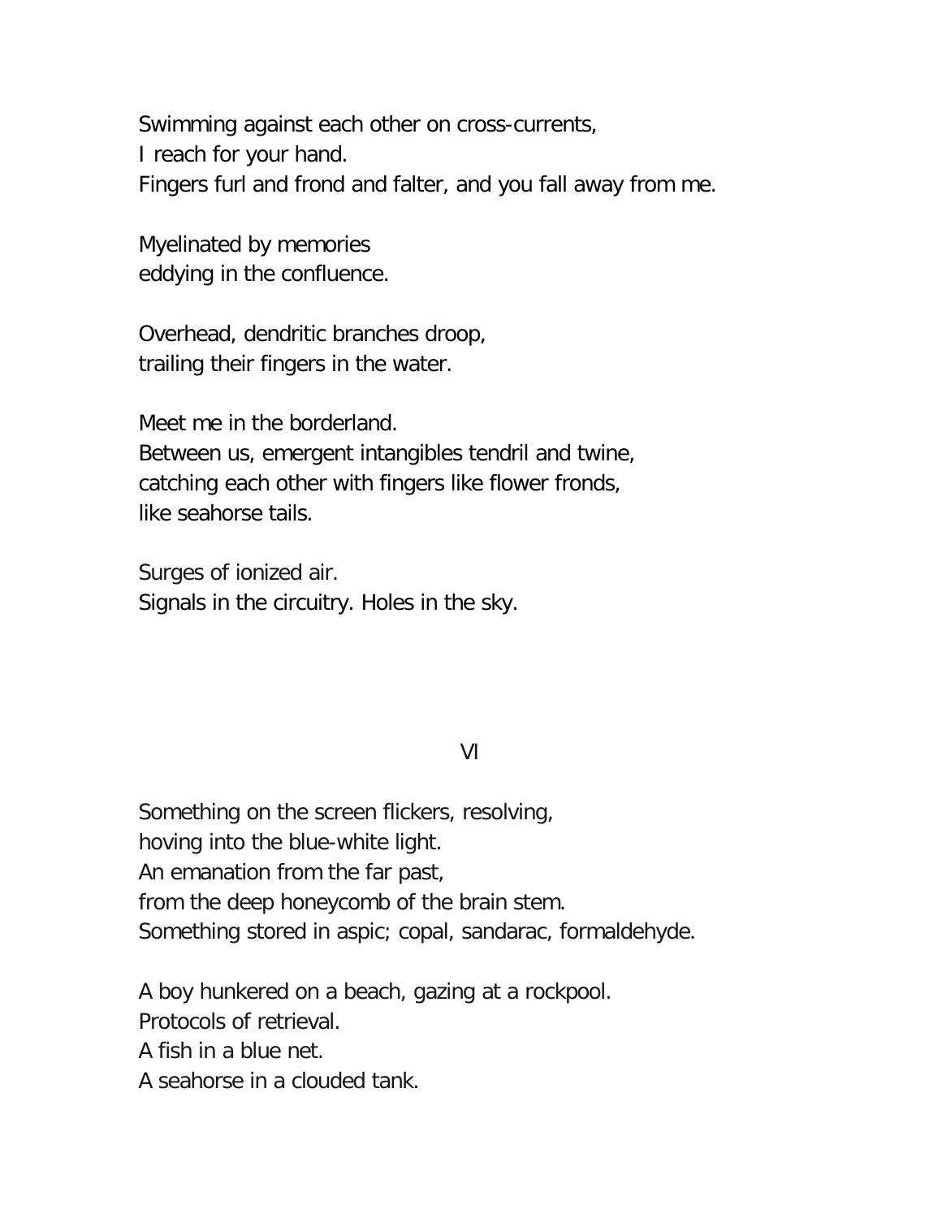Swimming against each other on cross-currents,  
I reach for your hand.  
Fingers furl and frond and falter, and you fall away from me.

Myelinated by memories  
eddying in the confluence.

Overhead, dendritic branches droop,  
trailing their fingers in the water.

Meet me in the borderland.  
Between us, emergent intangibles tendril and twine,  
catching each other with fingers like flower fronds,  
like seahorse tails.

Surges of ionized air.  
Signals in the circuitry. Holes in the sky.

## VI

Something on the screen flickers, resolving,  
hoving into the blue-white light.  
An emanation from the far past,  
from the deep honeycomb of the brain stem.  
Something stored in aspic; copal, sandarac, formaldehyde.

A boy hunkered on a beach, gazing at a rockpool.  
Protocols of retrieval.  
A fish in a blue net.  
A seahorse in a clouded tank.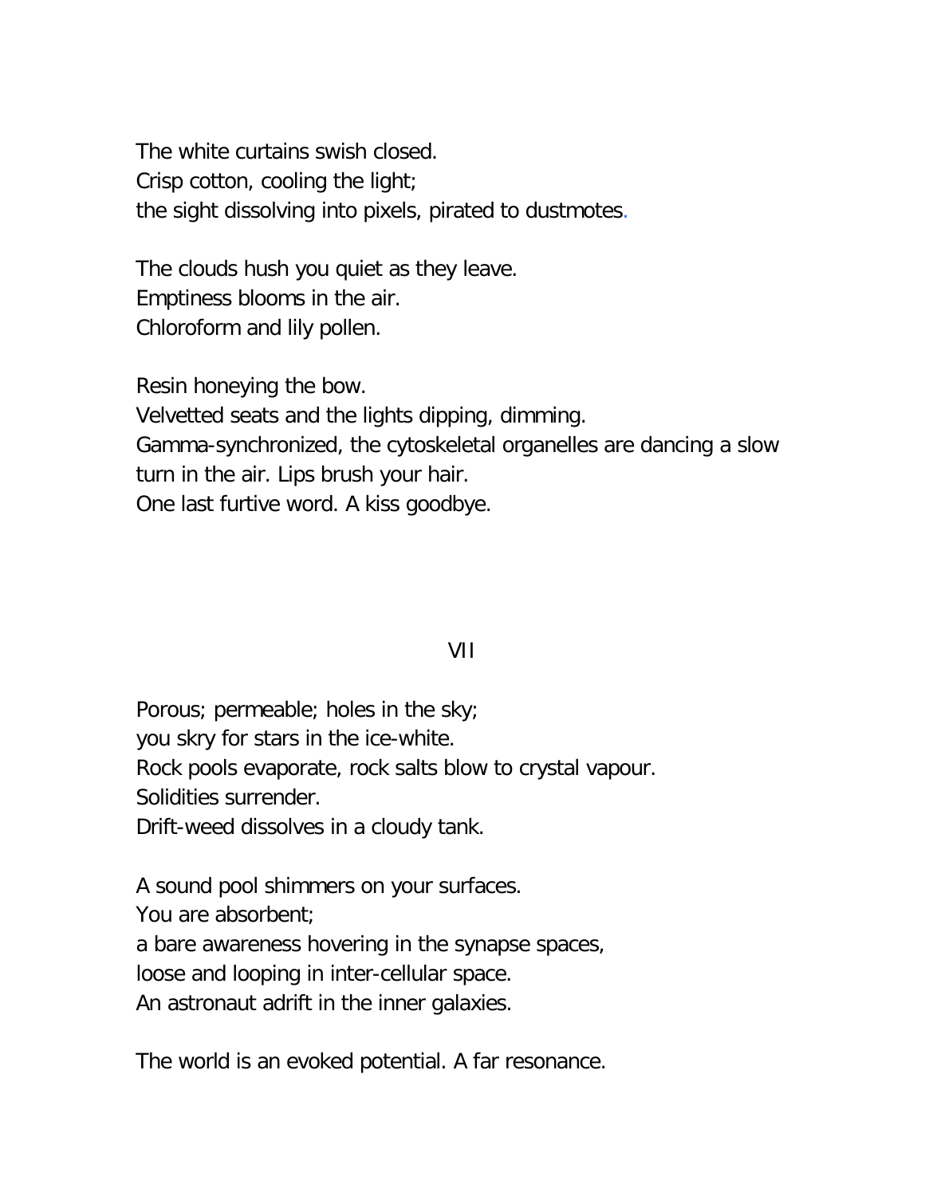The white curtains swish closed.
Crisp cotton, cooling the light;
the sight dissolving into pixels, pirated to dustmotes.

The clouds hush you quiet as they leave.
Emptiness blooms in the air.
Chloroform and lily pollen.

Resin honeying the bow.
Velvetted seats and the lights dipping, dimming.
Gamma-synchronized, the cytoskeletal organelles are dancing a slow turn in the air. Lips brush your hair.
One last furtive word. A kiss goodbye.

## VII

Porous; permeable; holes in the sky;
you skry for stars in the ice-white.
Rock pools evaporate, rock salts blow to crystal vapour.
Solidities surrender.
Drift-weed dissolves in a cloudy tank.

A sound pool shimmers on your surfaces.
You are absorbent;
a bare awareness hovering in the synapse spaces,
loose and looping in inter-cellular space.
An astronaut adrift in the inner galaxies.

The world is an evoked potential. A far resonance.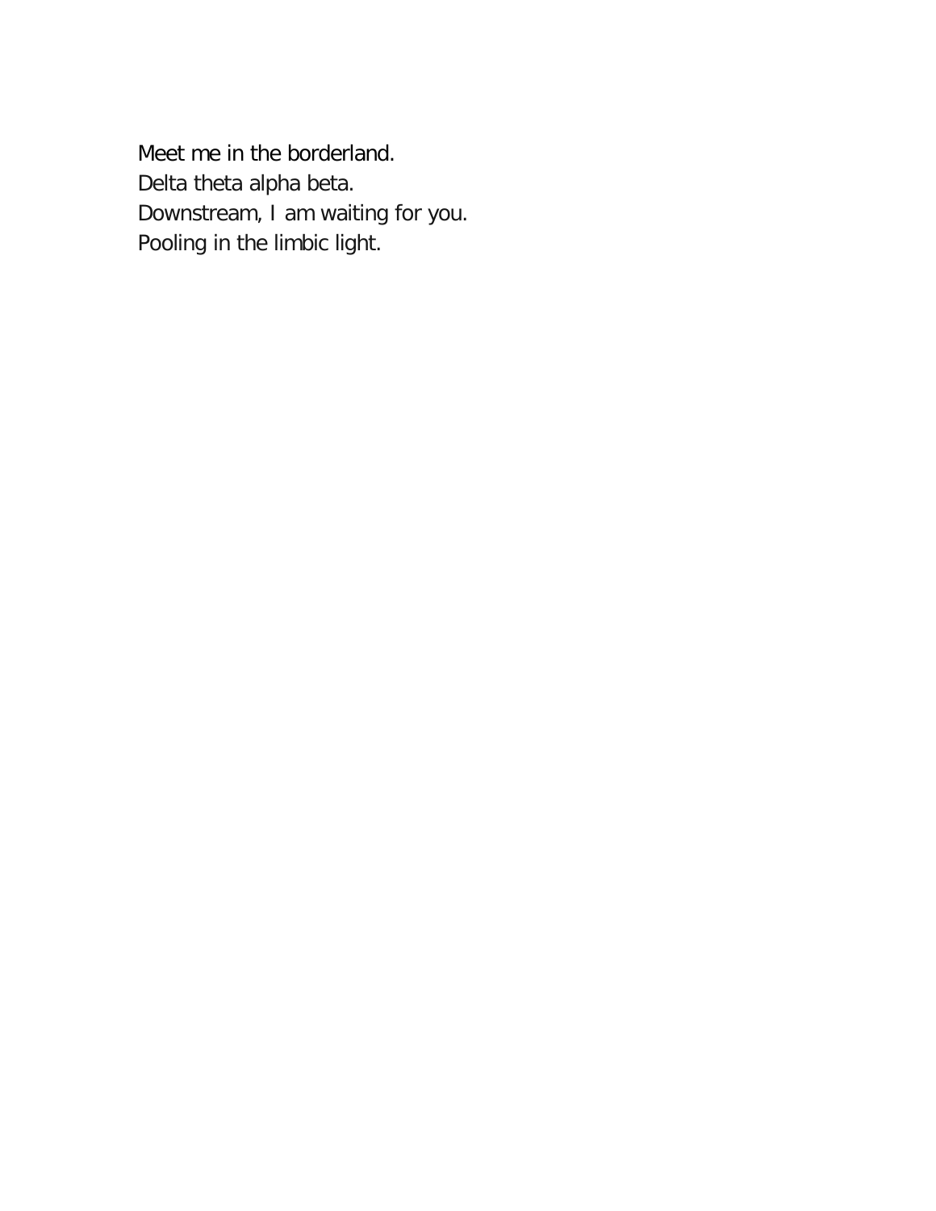Meet me in the borderland.
Delta theta alpha beta.
Downstream, I am waiting for you.
Pooling in the limbic light.